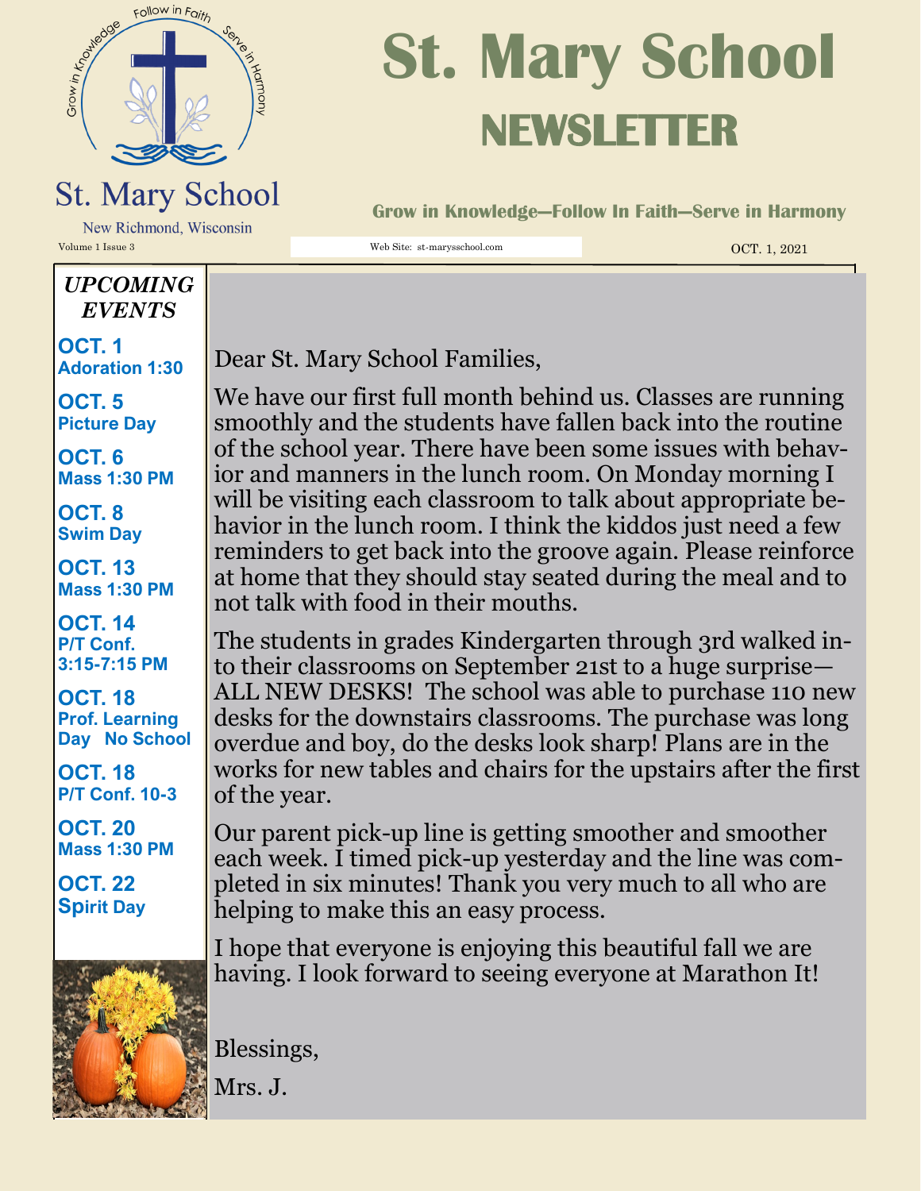# St. Mary School NEWSLETTER

St. Mary School

New Richmond, Wisconsin

**Grow in Knowledge—Follow In Faith—Serve in Harmony**

Volume 1 Issue 3

Web Site: st-marysschool.com

OCT. 1, 2021

## *UPCOMING EVENTS*

**OCT. 1**
**Adoration 1:30**

**OCT. 5**
**Picture Day**

**OCT. 6**
**Mass 1:30 PM**

**OCT. 8**
**Swim Day**

**OCT. 13**
**Mass 1:30 PM**

**OCT. 14**
**P/T Conf. 3:15-7:15 PM**

**OCT. 18**
**Prof. Learning Day No School**

**OCT. 18**
**P/T Conf. 10-3**

**OCT. 20**
**Mass 1:30 PM**

**OCT. 22**
**Spirit Day**

Dear St. Mary School Families,

We have our first full month behind us. Classes are running smoothly and the students have fallen back into the routine of the school year. There have been some issues with behavior and manners in the lunch room. On Monday morning I will be visiting each classroom to talk about appropriate behavior in the lunch room. I think the kiddos just need a few reminders to get back into the groove again. Please reinforce at home that they should stay seated during the meal and to not talk with food in their mouths.

The students in grades Kindergarten through 3rd walked into their classrooms on September 21st to a huge surprise—ALL NEW DESKS! The school was able to purchase 110 new desks for the downstairs classrooms. The purchase was long overdue and boy, do the desks look sharp! Plans are in the works for new tables and chairs for the upstairs after the first of the year.

Our parent pick-up line is getting smoother and smoother each week. I timed pick-up yesterday and the line was completed in six minutes! Thank you very much to all who are helping to make this an easy process.

I hope that everyone is enjoying this beautiful fall we are having. I look forward to seeing everyone at Marathon It!

Blessings,

Mrs. J.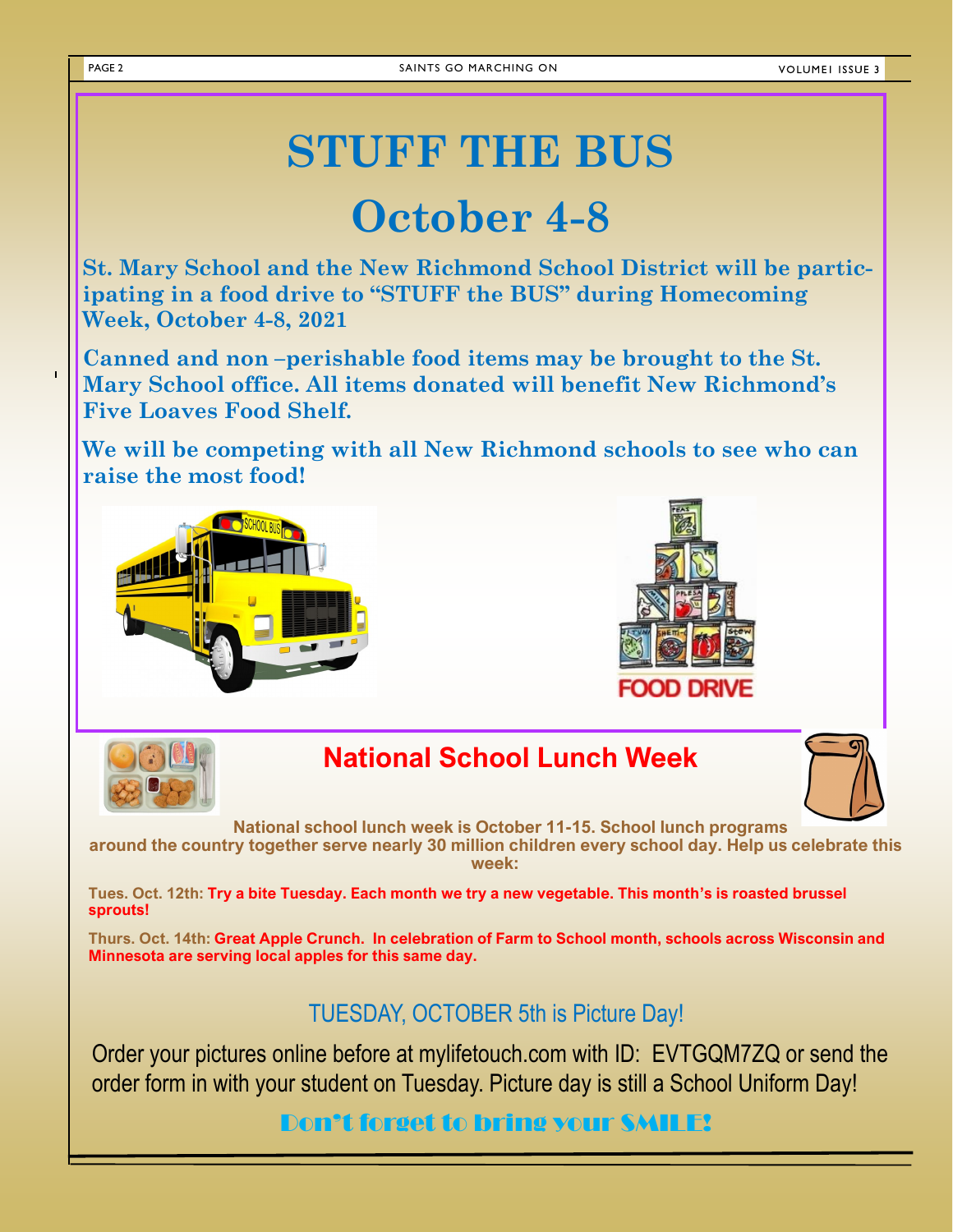# STUFF THE BUS

## October 4-8

**St. Mary School and the New Richmond School District will be participating in a food drive to "STUFF the BUS" during Homecoming Week, October 4-8, 2021**

**Canned and non –perishable food items may be brought to the St. Mary School office. All items donated will benefit New Richmond's Five Loaves Food Shelf.**

**We will be competing with all New Richmond schools to see who can raise the most food!**

FOOD DRIVE

## National School Lunch Week

**National school lunch week is October 11-15. School lunch programs around the country together serve nearly 30 million children every school day. Help us celebrate this week:**

**Tues. Oct. 12th: Try a bite Tuesday. Each month we try a new vegetable. This month's is roasted brussel sprouts!**

**Thurs. Oct. 14th: Great Apple Crunch. In celebration of Farm to School month, schools across Wisconsin and Minnesota are serving local apples for this same day.**

## TUESDAY, OCTOBER 5th is Picture Day!

Order your pictures online before at mylifetouch.com with ID: EVTGQM7ZQ or send the order form in with your student on Tuesday. Picture day is still a School Uniform Day!

**Don't forget to bring your SMILE!**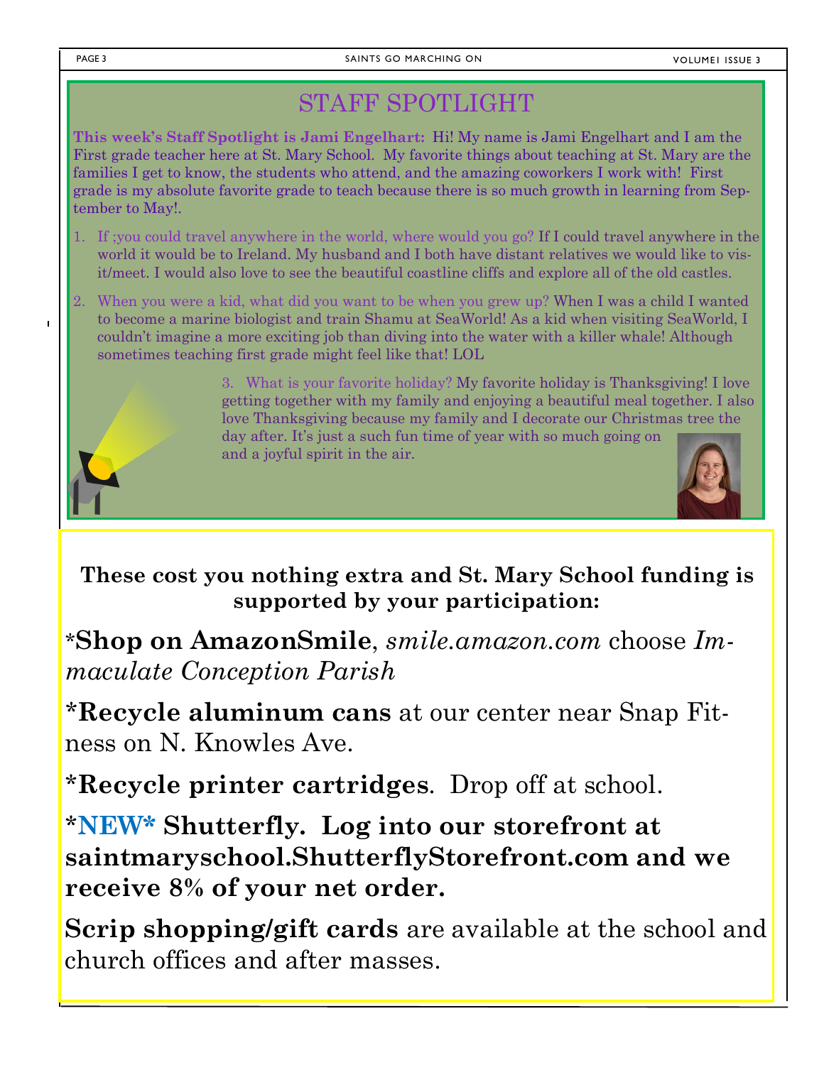## STAFF SPOTLIGHT

**This week's Staff Spotlight is Jami Engelhart:** Hi! My name is Jami Engelhart and I am the First grade teacher here at St. Mary School. My favorite things about teaching at St. Mary are the families I get to know, the students who attend, and the amazing coworkers I work with! First grade is my absolute favorite grade to teach because there is so much growth in learning from September to May!.

1. If ;you could travel anywhere in the world, where would you go? If I could travel anywhere in the world it would be to Ireland. My husband and I both have distant relatives we would like to visit/meet. I would also love to see the beautiful coastline cliffs and explore all of the old castles.
2. When you were a kid, what did you want to be when you grew up? When I was a child I wanted to become a marine biologist and train Shamu at SeaWorld! As a kid when visiting SeaWorld, I couldn't imagine a more exciting job than diving into the water with a killer whale! Although sometimes teaching first grade might feel like that! LOL
3. What is your favorite holiday? My favorite holiday is Thanksgiving! I love getting together with my family and enjoying a beautiful meal together. I also love Thanksgiving because my family and I decorate our Christmas tree the day after. It's just a such fun time of year with so much going on and a joyful spirit in the air.

**These cost you nothing extra and St. Mary School funding is supported by your participation:**

*__Shop on AmazonSmile__, *smile.amazon.com* choose *Immaculate Conception Parish*

***Recycle aluminum cans** at our center near Snap Fitness on N. Knowles Ave.

***Recycle printer cartridges**. Drop off at school.

**\*NEW\* Shutterfly. Log into our storefront at saintmaryschool.ShutterflyStorefront.com and we receive 8% of your net order.**

**Scrip shopping/gift cards** are available at the school and church offices and after masses.